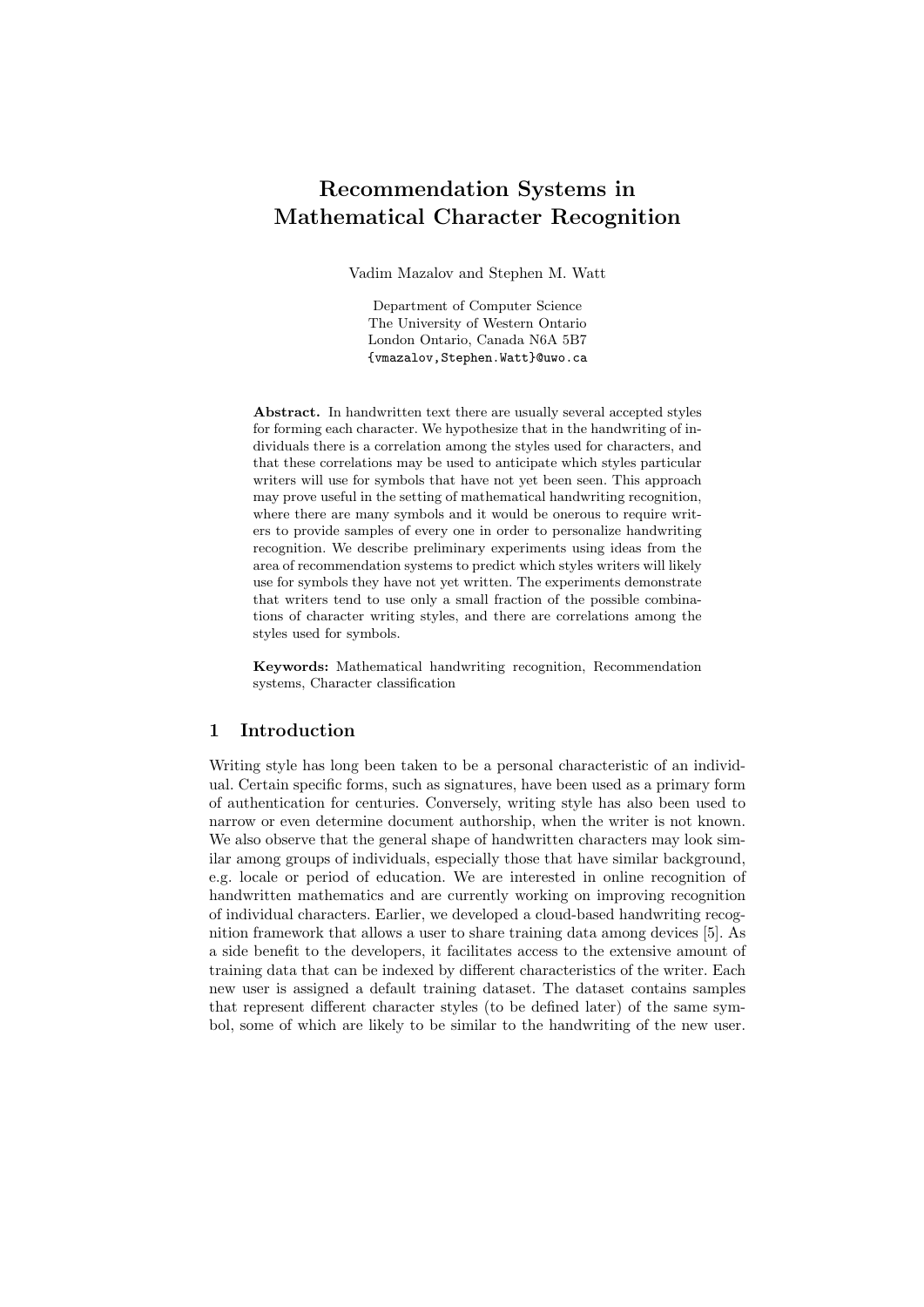# Recommendation Systems in Mathematical Character Recognition

Vadim Mazalov and Stephen M. Watt

Department of Computer Science
The University of Western Ontario
London Ontario, Canada N6A 5B7
{vmazalov,Stephen.Watt}@uwo.ca

**Abstract.** In handwritten text there are usually several accepted styles for forming each character. We hypothesize that in the handwriting of individuals there is a correlation among the styles used for characters, and that these correlations may be used to anticipate which styles particular writers will use for symbols that have not yet been seen. This approach may prove useful in the setting of mathematical handwriting recognition, where there are many symbols and it would be onerous to require writers to provide samples of every one in order to personalize handwriting recognition. We describe preliminary experiments using ideas from the area of recommendation systems to predict which styles writers will likely use for symbols they have not yet written. The experiments demonstrate that writers tend to use only a small fraction of the possible combinations of character writing styles, and there are correlations among the styles used for symbols.

**Keywords:** Mathematical handwriting recognition, Recommendation systems, Character classification

## 1 Introduction

Writing style has long been taken to be a personal characteristic of an individual. Certain specific forms, such as signatures, have been used as a primary form of authentication for centuries. Conversely, writing style has also been used to narrow or even determine document authorship, when the writer is not known. We also observe that the general shape of handwritten characters may look similar among groups of individuals, especially those that have similar background, e.g. locale or period of education. We are interested in online recognition of handwritten mathematics and are currently working on improving recognition of individual characters. Earlier, we developed a cloud-based handwriting recognition framework that allows a user to share training data among devices [5]. As a side benefit to the developers, it facilitates access to the extensive amount of training data that can be indexed by different characteristics of the writer. Each new user is assigned a default training dataset. The dataset contains samples that represent different character styles (to be defined later) of the same symbol, some of which are likely to be similar to the handwriting of the new user.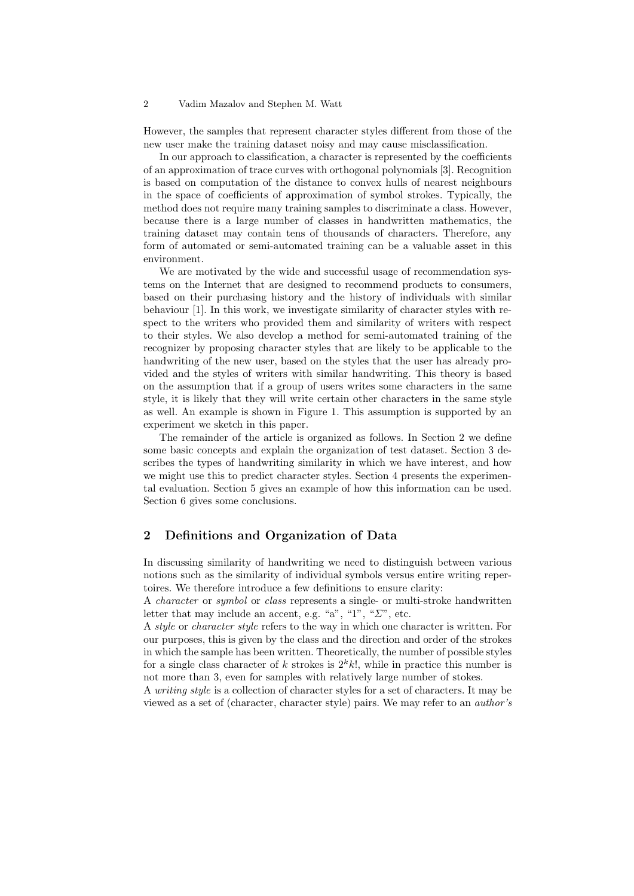However, the samples that represent character styles different from those of the new user make the training dataset noisy and may cause misclassification.

In our approach to classification, a character is represented by the coefficients of an approximation of trace curves with orthogonal polynomials [3]. Recognition is based on computation of the distance to convex hulls of nearest neighbours in the space of coefficients of approximation of symbol strokes. Typically, the method does not require many training samples to discriminate a class. However, because there is a large number of classes in handwritten mathematics, the training dataset may contain tens of thousands of characters. Therefore, any form of automated or semi-automated training can be a valuable asset in this environment.

We are motivated by the wide and successful usage of recommendation systems on the Internet that are designed to recommend products to consumers, based on their purchasing history and the history of individuals with similar behaviour [1]. In this work, we investigate similarity of character styles with respect to the writers who provided them and similarity of writers with respect to their styles. We also develop a method for semi-automated training of the recognizer by proposing character styles that are likely to be applicable to the handwriting of the new user, based on the styles that the user has already provided and the styles of writers with similar handwriting. This theory is based on the assumption that if a group of users writes some characters in the same style, it is likely that they will write certain other characters in the same style as well. An example is shown in Figure 1. This assumption is supported by an experiment we sketch in this paper.

The remainder of the article is organized as follows. In Section 2 we define some basic concepts and explain the organization of test dataset. Section 3 describes the types of handwriting similarity in which we have interest, and how we might use this to predict character styles. Section 4 presents the experimental evaluation. Section 5 gives an example of how this information can be used. Section 6 gives some conclusions.

## 2 Definitions and Organization of Data

In discussing similarity of handwriting we need to distinguish between various notions such as the similarity of individual symbols versus entire writing repertoires. We therefore introduce a few definitions to ensure clarity:

A *character* or *symbol* or *class* represents a single- or multi-stroke handwritten letter that may include an accent, e.g. "a", "1", "$\Sigma$", etc.

A *style* or *character style* refers to the way in which one character is written. For our purposes, this is given by the class and the direction and order of the strokes in which the sample has been written. Theoretically, the number of possible styles for a single class character of $k$ strokes is $2^k k!$, while in practice this number is not more than 3, even for samples with relatively large number of stokes.

A *writing style* is a collection of character styles for a set of characters. It may be viewed as a set of (character, character style) pairs. We may refer to an *author's*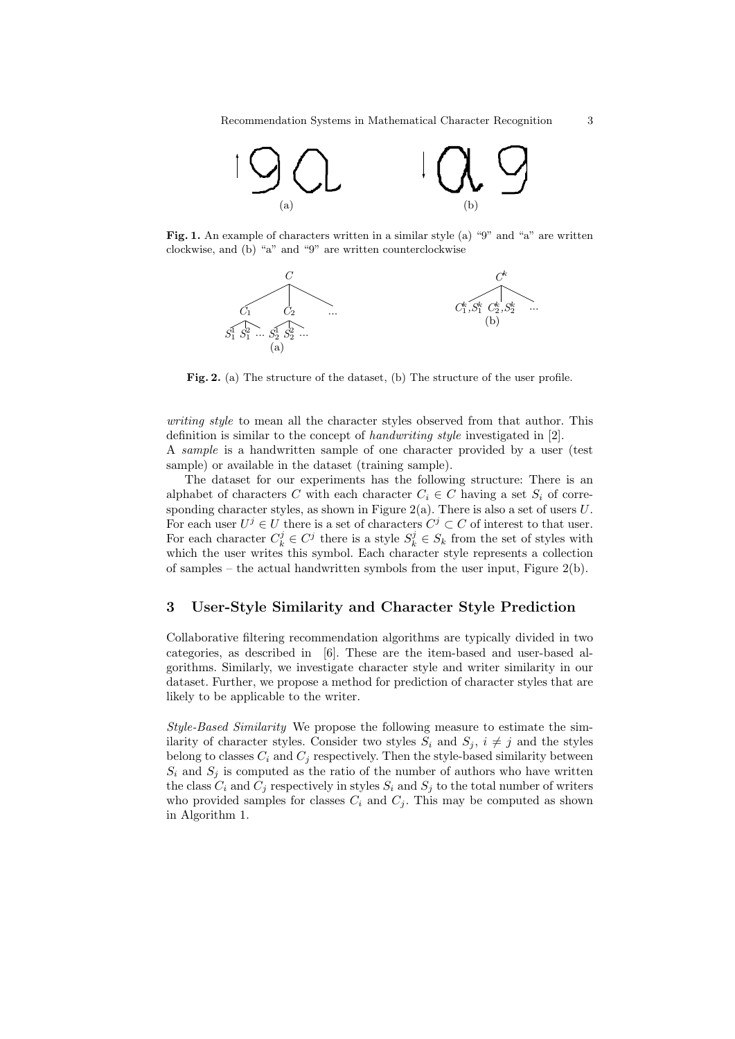Fig. 1. An example of characters written in a similar style (a) "9" and "a" are written clockwise, and (b) "a" and "9" are written counterclockwise

Fig. 2. (a) The structure of the dataset, (b) The structure of the user profile.

*writing style* to mean all the character styles observed from that author. This definition is similar to the concept of *handwriting style* investigated in [2].
A *sample* is a handwritten sample of one character provided by a user (test sample) or available in the dataset (training sample).

The dataset for our experiments has the following structure: There is an alphabet of characters $C$ with each character $C_i \in C$ having a set $S_i$ of corresponding character styles, as shown in Figure 2(a). There is also a set of users $U$. For each user $U^j \in U$ there is a set of characters $C^j \subset C$ of interest to that user. For each character $C^j_k \in C^j$ there is a style $S^j_k \in S_k$ from the set of styles with which the user writes this symbol. Each character style represents a collection of samples – the actual handwritten symbols from the user input, Figure 2(b).

## 3 User-Style Similarity and Character Style Prediction

Collaborative filtering recommendation algorithms are typically divided in two categories, as described in [6]. These are the item-based and user-based algorithms. Similarly, we investigate character style and writer similarity in our dataset. Further, we propose a method for prediction of character styles that are likely to be applicable to the writer.

*Style-Based Similarity* We propose the following measure to estimate the similarity of character styles. Consider two styles $S_i$ and $S_j$, $i \neq j$ and the styles belong to classes $C_i$ and $C_j$ respectively. Then the style-based similarity between $S_i$ and $S_j$ is computed as the ratio of the number of authors who have written the class $C_i$ and $C_j$ respectively in styles $S_i$ and $S_j$ to the total number of writers who provided samples for classes $C_i$ and $C_j$. This may be computed as shown in Algorithm 1.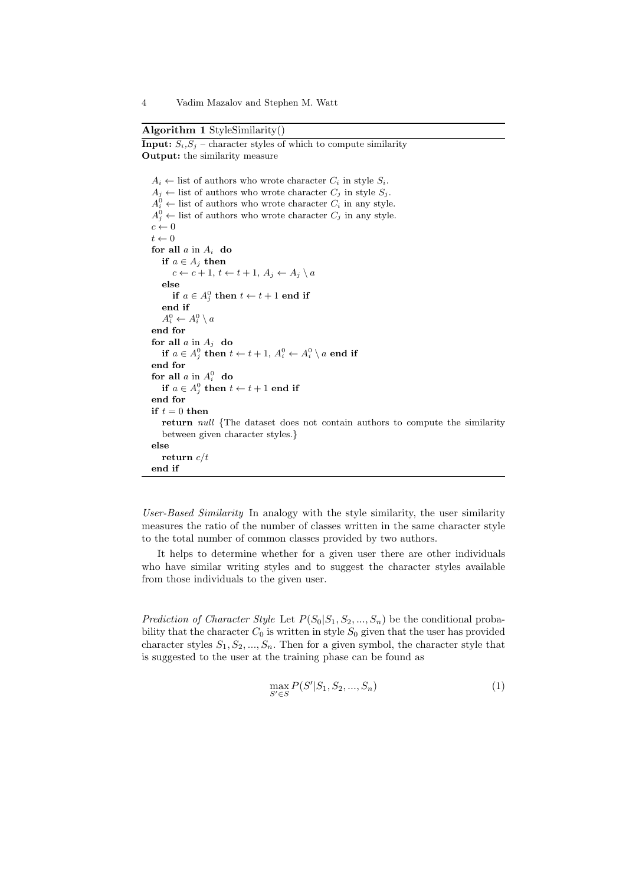**Algorithm 1** StyleSimilarity()

**Input:** $S_i$,$S_j$ – character styles of which to compute similarity
**Output:** the similarity measure

$A_i \leftarrow$ list of authors who wrote character $C_i$ in style $S_i$.
$A_j \leftarrow$ list of authors who wrote character $C_j$ in style $S_j$.
$A_i^0 \leftarrow$ list of authors who wrote character $C_i$ in any style.
$A_j^0 \leftarrow$ list of authors who wrote character $C_j$ in any style.
$c \leftarrow 0$
$t \leftarrow 0$
**for all** $a$ in $A_i$ **do**
  **if** $a \in A_j$ **then**
    $c \leftarrow c + 1$, $t \leftarrow t + 1$, $A_j \leftarrow A_j \setminus a$
  **else**
    **if** $a \in A_j^0$ **then** $t \leftarrow t + 1$ **end if**
  **end if**
  $A_i^0 \leftarrow A_i^0 \setminus a$
**end for**
**for all** $a$ in $A_j$ **do**
  **if** $a \in A_j^0$ **then** $t \leftarrow t + 1$, $A_i^0 \leftarrow A_i^0 \setminus a$ **end if**
**end for**
**for all** $a$ in $A_i^0$ **do**
  **if** $a \in A_j^0$ **then** $t \leftarrow t + 1$ **end if**
**end for**
**if** $t = 0$ **then**
  **return** *null* {The dataset does not contain authors to compute the similarity between given character styles.}
**else**
  **return** $c/t$
**end if**

*User-Based Similarity* In analogy with the style similarity, the user similarity measures the ratio of the number of classes written in the same character style to the total number of common classes provided by two authors.

It helps to determine whether for a given user there are other individuals who have similar writing styles and to suggest the character styles available from those individuals to the given user.

*Prediction of Character Style* Let $P(S_0|S_1, S_2, ..., S_n)$ be the conditional probability that the character $C_0$ is written in style $S_0$ given that the user has provided character styles $S_1, S_2, ..., S_n$. Then for a given symbol, the character style that is suggested to the user at the training phase can be found as

$$\max_{S' \in S} P(S'|S_1, S_2, ..., S_n) \tag{1}$$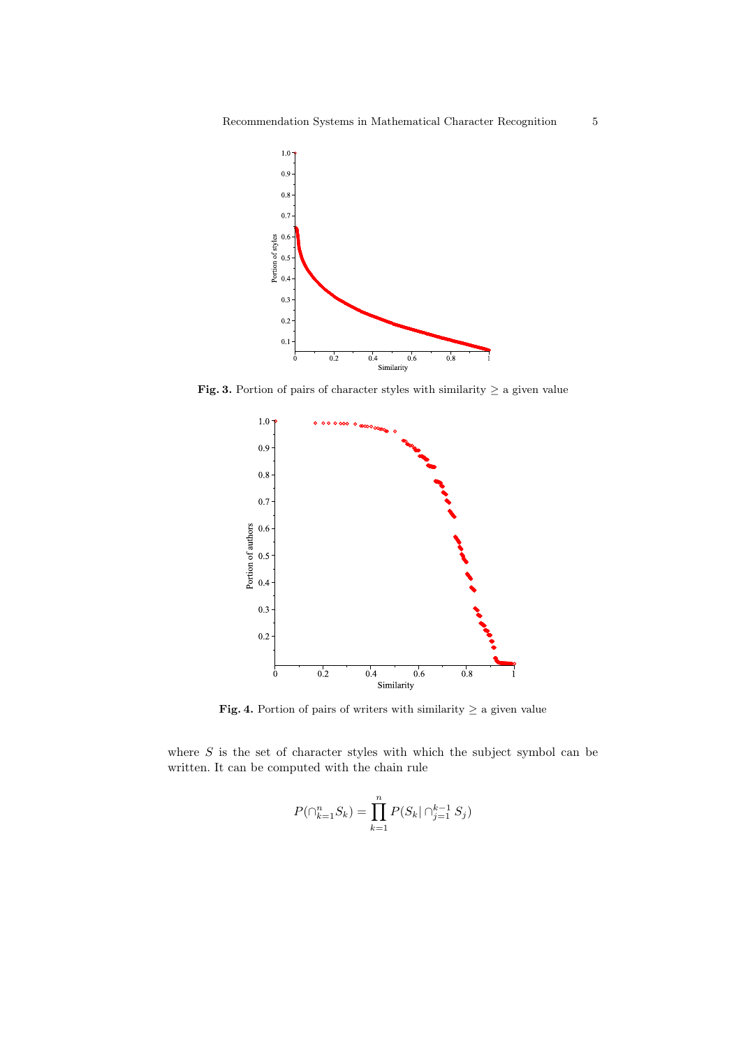**Fig. 3.** Portion of pairs of character styles with similarity $\geq$ a given value

**Fig. 4.** Portion of pairs of writers with similarity $\geq$ a given value

where $S$ is the set of character styles with which the subject symbol can be written. It can be computed with the chain rule

$$P(\cap_{k=1}^{n} S_k) = \prod_{k=1}^{n} P(S_k | \cap_{j=1}^{k-1} S_j)$$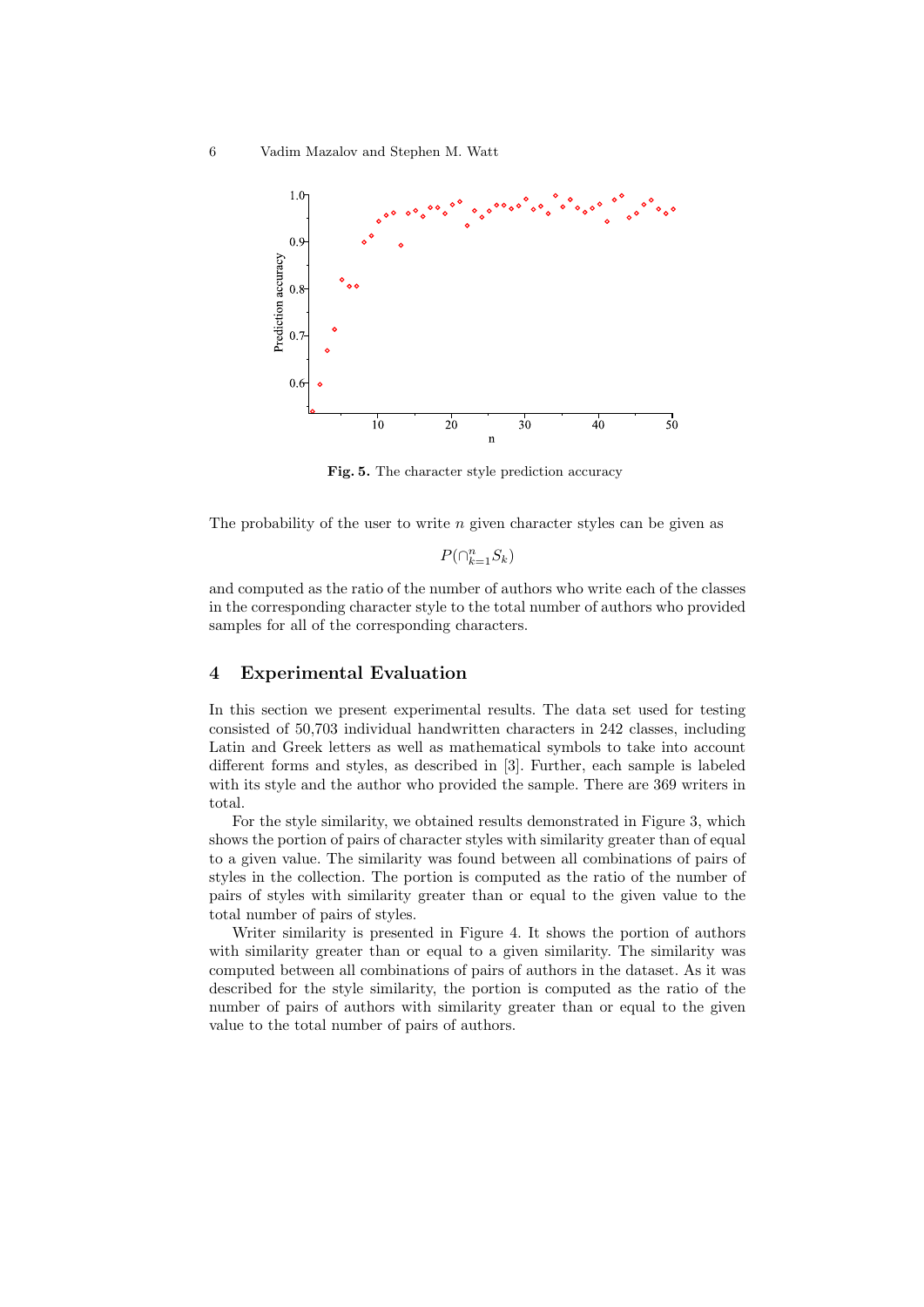Fig. 5. The character style prediction accuracy

The probability of the user to write $n$ given character styles can be given as

$$P(\cap_{k=1}^{n} S_k)$$

and computed as the ratio of the number of authors who write each of the classes in the corresponding character style to the total number of authors who provided samples for all of the corresponding characters.

## 4 Experimental Evaluation

In this section we present experimental results. The data set used for testing consisted of 50,703 individual handwritten characters in 242 classes, including Latin and Greek letters as well as mathematical symbols to take into account different forms and styles, as described in [3]. Further, each sample is labeled with its style and the author who provided the sample. There are 369 writers in total.

For the style similarity, we obtained results demonstrated in Figure 3, which shows the portion of pairs of character styles with similarity greater than of equal to a given value. The similarity was found between all combinations of pairs of styles in the collection. The portion is computed as the ratio of the number of pairs of styles with similarity greater than or equal to the given value to the total number of pairs of styles.

Writer similarity is presented in Figure 4. It shows the portion of authors with similarity greater than or equal to a given similarity. The similarity was computed between all combinations of pairs of authors in the dataset. As it was described for the style similarity, the portion is computed as the ratio of the number of pairs of authors with similarity greater than or equal to the given value to the total number of pairs of authors.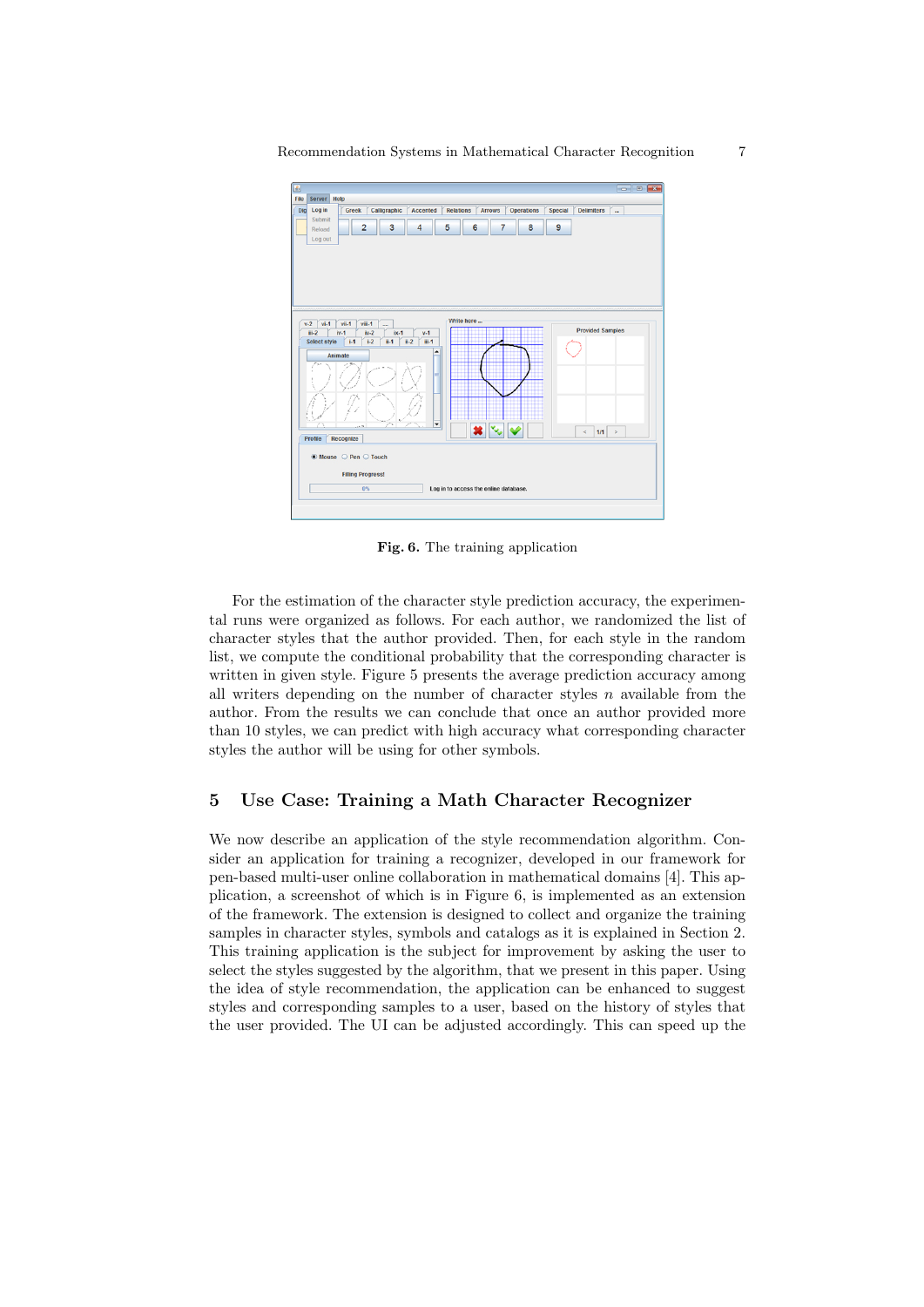**Fig. 6.** The training application

For the estimation of the character style prediction accuracy, the experimental runs were organized as follows. For each author, we randomized the list of character styles that the author provided. Then, for each style in the random list, we compute the conditional probability that the corresponding character is written in given style. Figure 5 presents the average prediction accuracy among all writers depending on the number of character styles $n$ available from the author. From the results we can conclude that once an author provided more than 10 styles, we can predict with high accuracy what corresponding character styles the author will be using for other symbols.

## 5 Use Case: Training a Math Character Recognizer

We now describe an application of the style recommendation algorithm. Consider an application for training a recognizer, developed in our framework for pen-based multi-user online collaboration in mathematical domains [4]. This application, a screenshot of which is in Figure 6, is implemented as an extension of the framework. The extension is designed to collect and organize the training samples in character styles, symbols and catalogs as it is explained in Section 2. This training application is the subject for improvement by asking the user to select the styles suggested by the algorithm, that we present in this paper. Using the idea of style recommendation, the application can be enhanced to suggest styles and corresponding samples to a user, based on the history of styles that the user provided. The UI can be adjusted accordingly. This can speed up the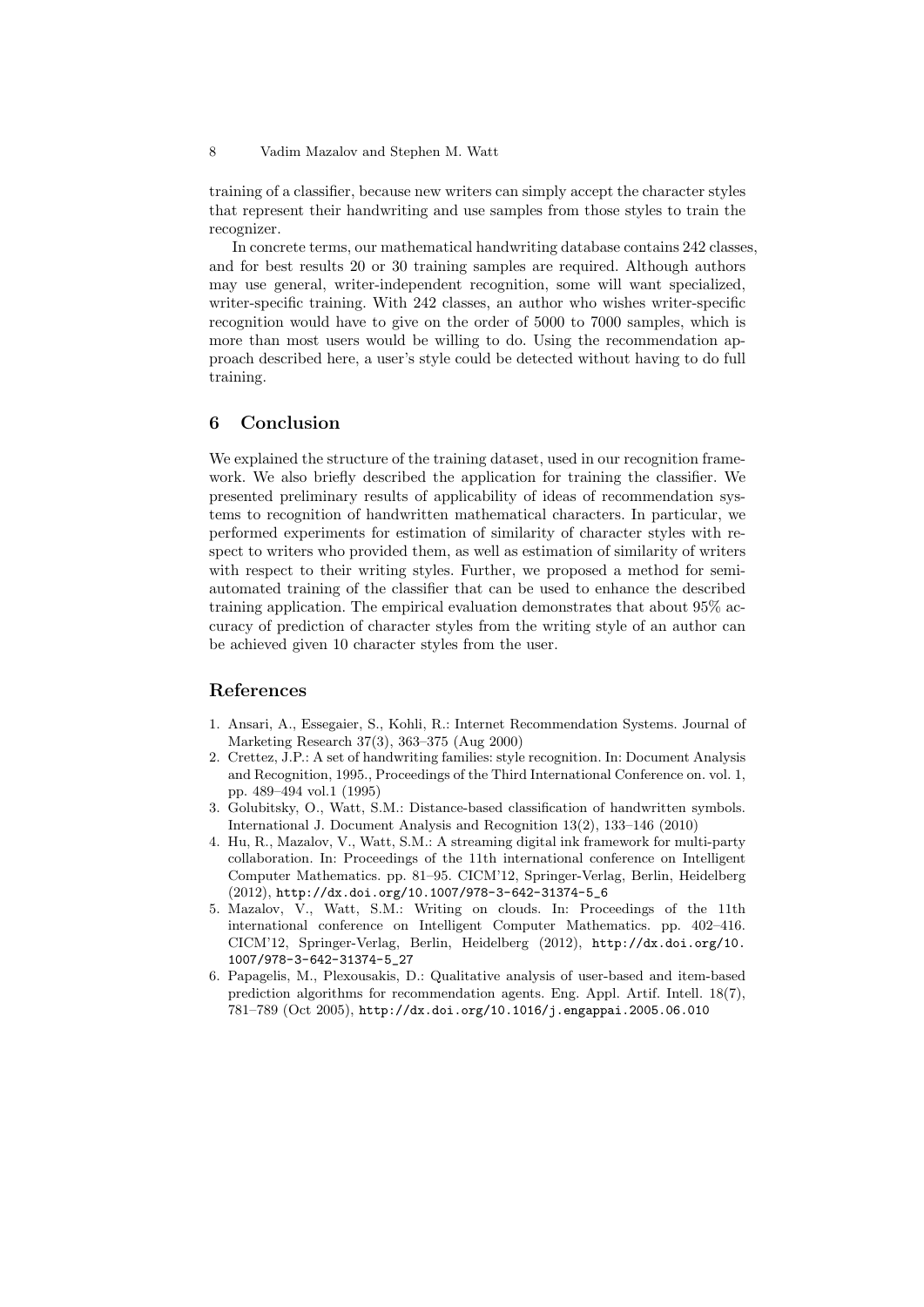training of a classifier, because new writers can simply accept the character styles that represent their handwriting and use samples from those styles to train the recognizer.

In concrete terms, our mathematical handwriting database contains 242 classes, and for best results 20 or 30 training samples are required. Although authors may use general, writer-independent recognition, some will want specialized, writer-specific training. With 242 classes, an author who wishes writer-specific recognition would have to give on the order of 5000 to 7000 samples, which is more than most users would be willing to do. Using the recommendation approach described here, a user's style could be detected without having to do full training.

## 6 Conclusion

We explained the structure of the training dataset, used in our recognition framework. We also briefly described the application for training the classifier. We presented preliminary results of applicability of ideas of recommendation systems to recognition of handwritten mathematical characters. In particular, we performed experiments for estimation of similarity of character styles with respect to writers who provided them, as well as estimation of similarity of writers with respect to their writing styles. Further, we proposed a method for semi-automated training of the classifier that can be used to enhance the described training application. The empirical evaluation demonstrates that about 95% accuracy of prediction of character styles from the writing style of an author can be achieved given 10 character styles from the user.

## References

1. Ansari, A., Essegaier, S., Kohli, R.: Internet Recommendation Systems. Journal of Marketing Research 37(3), 363–375 (Aug 2000)
2. Crettez, J.P.: A set of handwriting families: style recognition. In: Document Analysis and Recognition, 1995., Proceedings of the Third International Conference on. vol. 1, pp. 489–494 vol.1 (1995)
3. Golubitsky, O., Watt, S.M.: Distance-based classification of handwritten symbols. International J. Document Analysis and Recognition 13(2), 133–146 (2010)
4. Hu, R., Mazalov, V., Watt, S.M.: A streaming digital ink framework for multi-party collaboration. In: Proceedings of the 11th international conference on Intelligent Computer Mathematics. pp. 81–95. CICM'12, Springer-Verlag, Berlin, Heidelberg (2012), http://dx.doi.org/10.1007/978-3-642-31374-5_6
5. Mazalov, V., Watt, S.M.: Writing on clouds. In: Proceedings of the 11th international conference on Intelligent Computer Mathematics. pp. 402–416. CICM'12, Springer-Verlag, Berlin, Heidelberg (2012), http://dx.doi.org/10.1007/978-3-642-31374-5_27
6. Papagelis, M., Plexousakis, D.: Qualitative analysis of user-based and item-based prediction algorithms for recommendation agents. Eng. Appl. Artif. Intell. 18(7), 781–789 (Oct 2005), http://dx.doi.org/10.1016/j.engappai.2005.06.010